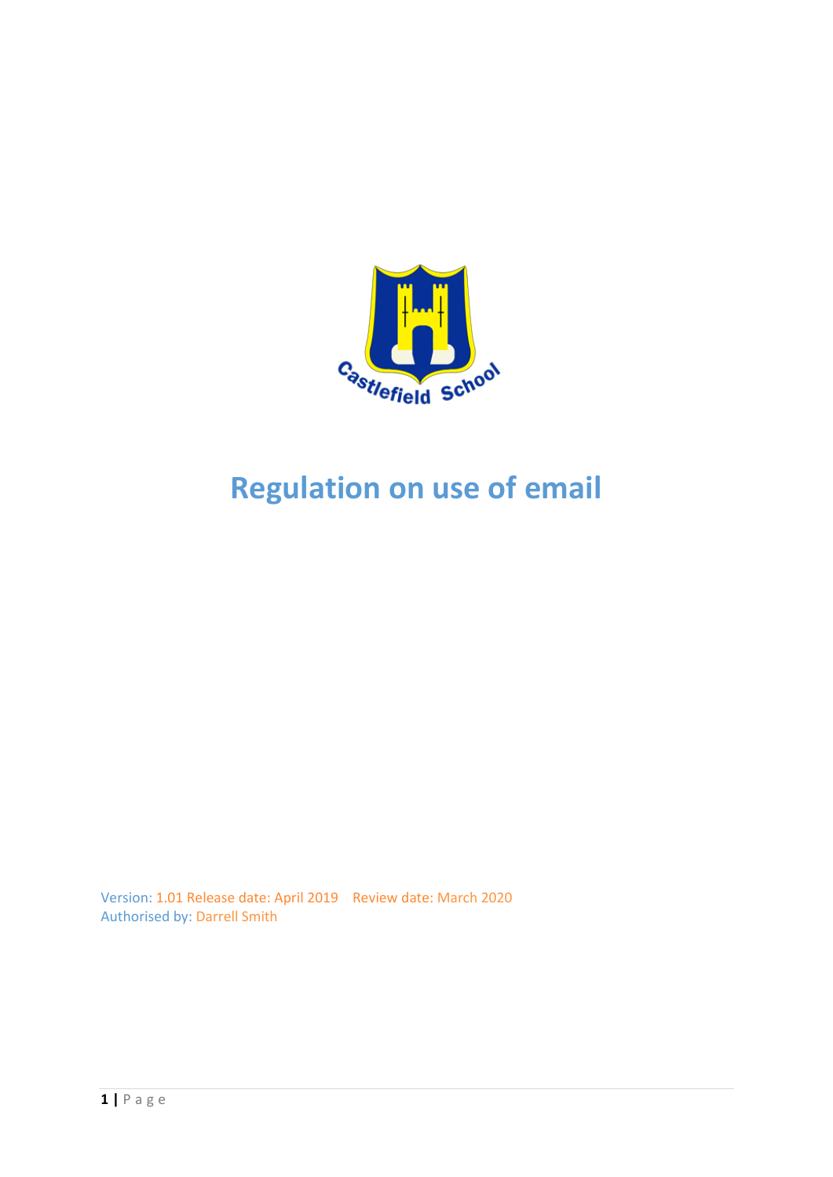# Regulation on use of email

Version: 1.01 Release date: April 2019    Review date: March 2020
Authorised by: Darrell Smith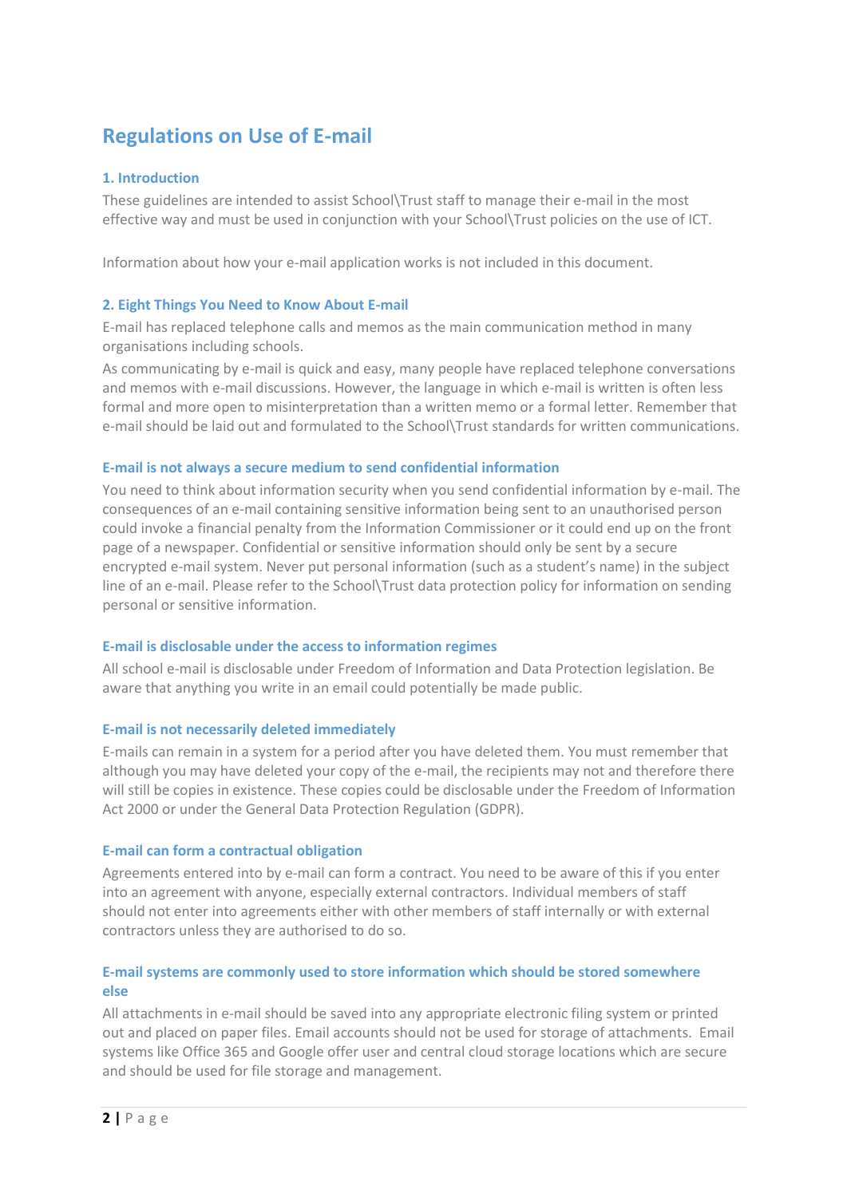# Regulations on Use of E-mail

## 1. Introduction

These guidelines are intended to assist School\Trust staff to manage their e-mail in the most effective way and must be used in conjunction with your School\Trust policies on the use of ICT.

Information about how your e-mail application works is not included in this document.

## 2. Eight Things You Need to Know About E-mail

E-mail has replaced telephone calls and memos as the main communication method in many organisations including schools.

As communicating by e-mail is quick and easy, many people have replaced telephone conversations and memos with e-mail discussions. However, the language in which e-mail is written is often less formal and more open to misinterpretation than a written memo or a formal letter. Remember that e-mail should be laid out and formulated to the School\Trust standards for written communications.

### E-mail is not always a secure medium to send confidential information

You need to think about information security when you send confidential information by e-mail. The consequences of an e-mail containing sensitive information being sent to an unauthorised person could invoke a financial penalty from the Information Commissioner or it could end up on the front page of a newspaper. Confidential or sensitive information should only be sent by a secure encrypted e-mail system. Never put personal information (such as a student's name) in the subject line of an e-mail. Please refer to the School\Trust data protection policy for information on sending personal or sensitive information.

### E-mail is disclosable under the access to information regimes

All school e-mail is disclosable under Freedom of Information and Data Protection legislation. Be aware that anything you write in an email could potentially be made public.

### E-mail is not necessarily deleted immediately

E-mails can remain in a system for a period after you have deleted them. You must remember that although you may have deleted your copy of the e-mail, the recipients may not and therefore there will still be copies in existence. These copies could be disclosable under the Freedom of Information Act 2000 or under the General Data Protection Regulation (GDPR).

### E-mail can form a contractual obligation

Agreements entered into by e-mail can form a contract. You need to be aware of this if you enter into an agreement with anyone, especially external contractors. Individual members of staff should not enter into agreements either with other members of staff internally or with external contractors unless they are authorised to do so.

### E-mail systems are commonly used to store information which should be stored somewhere else

All attachments in e-mail should be saved into any appropriate electronic filing system or printed out and placed on paper files. Email accounts should not be used for storage of attachments. Email systems like Office 365 and Google offer user and central cloud storage locations which are secure and should be used for file storage and management.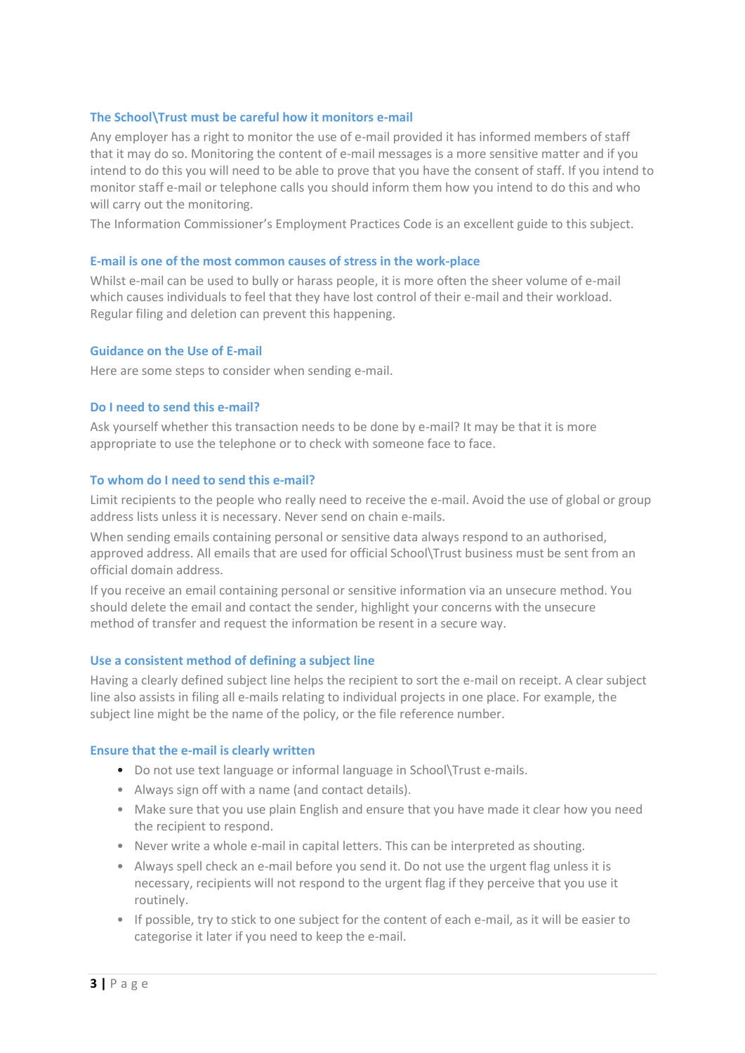### The School\Trust must be careful how it monitors e-mail

Any employer has a right to monitor the use of e-mail provided it has informed members of staff that it may do so. Monitoring the content of e-mail messages is a more sensitive matter and if you intend to do this you will need to be able to prove that you have the consent of staff. If you intend to monitor staff e-mail or telephone calls you should inform them how you intend to do this and who will carry out the monitoring.

The Information Commissioner's Employment Practices Code is an excellent guide to this subject.

### E-mail is one of the most common causes of stress in the work-place

Whilst e-mail can be used to bully or harass people, it is more often the sheer volume of e-mail which causes individuals to feel that they have lost control of their e-mail and their workload. Regular filing and deletion can prevent this happening.

### Guidance on the Use of E-mail

Here are some steps to consider when sending e-mail.

### Do I need to send this e-mail?

Ask yourself whether this transaction needs to be done by e-mail? It may be that it is more appropriate to use the telephone or to check with someone face to face.

### To whom do I need to send this e-mail?

Limit recipients to the people who really need to receive the e-mail. Avoid the use of global or group address lists unless it is necessary. Never send on chain e-mails.

When sending emails containing personal or sensitive data always respond to an authorised, approved address. All emails that are used for official School\Trust business must be sent from an official domain address.

If you receive an email containing personal or sensitive information via an unsecure method. You should delete the email and contact the sender, highlight your concerns with the unsecure method of transfer and request the information be resent in a secure way.

### Use a consistent method of defining a subject line

Having a clearly defined subject line helps the recipient to sort the e-mail on receipt. A clear subject line also assists in filing all e-mails relating to individual projects in one place. For example, the subject line might be the name of the policy, or the file reference number.

### Ensure that the e-mail is clearly written

- Do not use text language or informal language in School\Trust e-mails.
- Always sign off with a name (and contact details).
- Make sure that you use plain English and ensure that you have made it clear how you need the recipient to respond.
- Never write a whole e-mail in capital letters. This can be interpreted as shouting.
- Always spell check an e-mail before you send it. Do not use the urgent flag unless it is necessary, recipients will not respond to the urgent flag if they perceive that you use it routinely.
- If possible, try to stick to one subject for the content of each e-mail, as it will be easier to categorise it later if you need to keep the e-mail.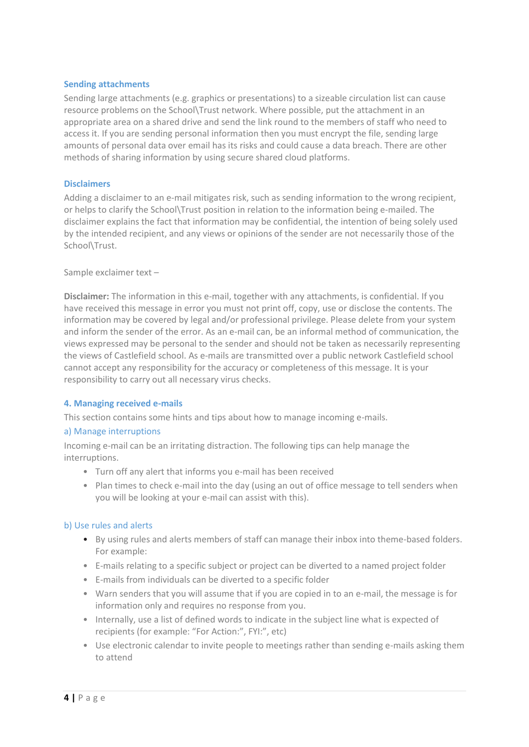### Sending attachments

Sending large attachments (e.g. graphics or presentations) to a sizeable circulation list can cause resource problems on the School\Trust network. Where possible, put the attachment in an appropriate area on a shared drive and send the link round to the members of staff who need to access it. If you are sending personal information then you must encrypt the file, sending large amounts of personal data over email has its risks and could cause a data breach. There are other methods of sharing information by using secure shared cloud platforms.

### Disclaimers

Adding a disclaimer to an e-mail mitigates risk, such as sending information to the wrong recipient, or helps to clarify the School\Trust position in relation to the information being e-mailed. The disclaimer explains the fact that information may be confidential, the intention of being solely used by the intended recipient, and any views or opinions of the sender are not necessarily those of the School\Trust.

Sample exclaimer text –

**Disclaimer:** The information in this e-mail, together with any attachments, is confidential. If you have received this message in error you must not print off, copy, use or disclose the contents. The information may be covered by legal and/or professional privilege. Please delete from your system and inform the sender of the error. As an e-mail can, be an informal method of communication, the views expressed may be personal to the sender and should not be taken as necessarily representing the views of Castlefield school. As e-mails are transmitted over a public network Castlefield school cannot accept any responsibility for the accuracy or completeness of this message. It is your responsibility to carry out all necessary virus checks.

## 4. Managing received e-mails

This section contains some hints and tips about how to manage incoming e-mails.

### a) Manage interruptions

Incoming e-mail can be an irritating distraction. The following tips can help manage the interruptions.

- Turn off any alert that informs you e-mail has been received
- Plan times to check e-mail into the day (using an out of office message to tell senders when you will be looking at your e-mail can assist with this).

### b) Use rules and alerts

- By using rules and alerts members of staff can manage their inbox into theme-based folders. For example:
- E-mails relating to a specific subject or project can be diverted to a named project folder
- E-mails from individuals can be diverted to a specific folder
- Warn senders that you will assume that if you are copied in to an e-mail, the message is for information only and requires no response from you.
- Internally, use a list of defined words to indicate in the subject line what is expected of recipients (for example: "For Action:", FYI:", etc)
- Use electronic calendar to invite people to meetings rather than sending e-mails asking them to attend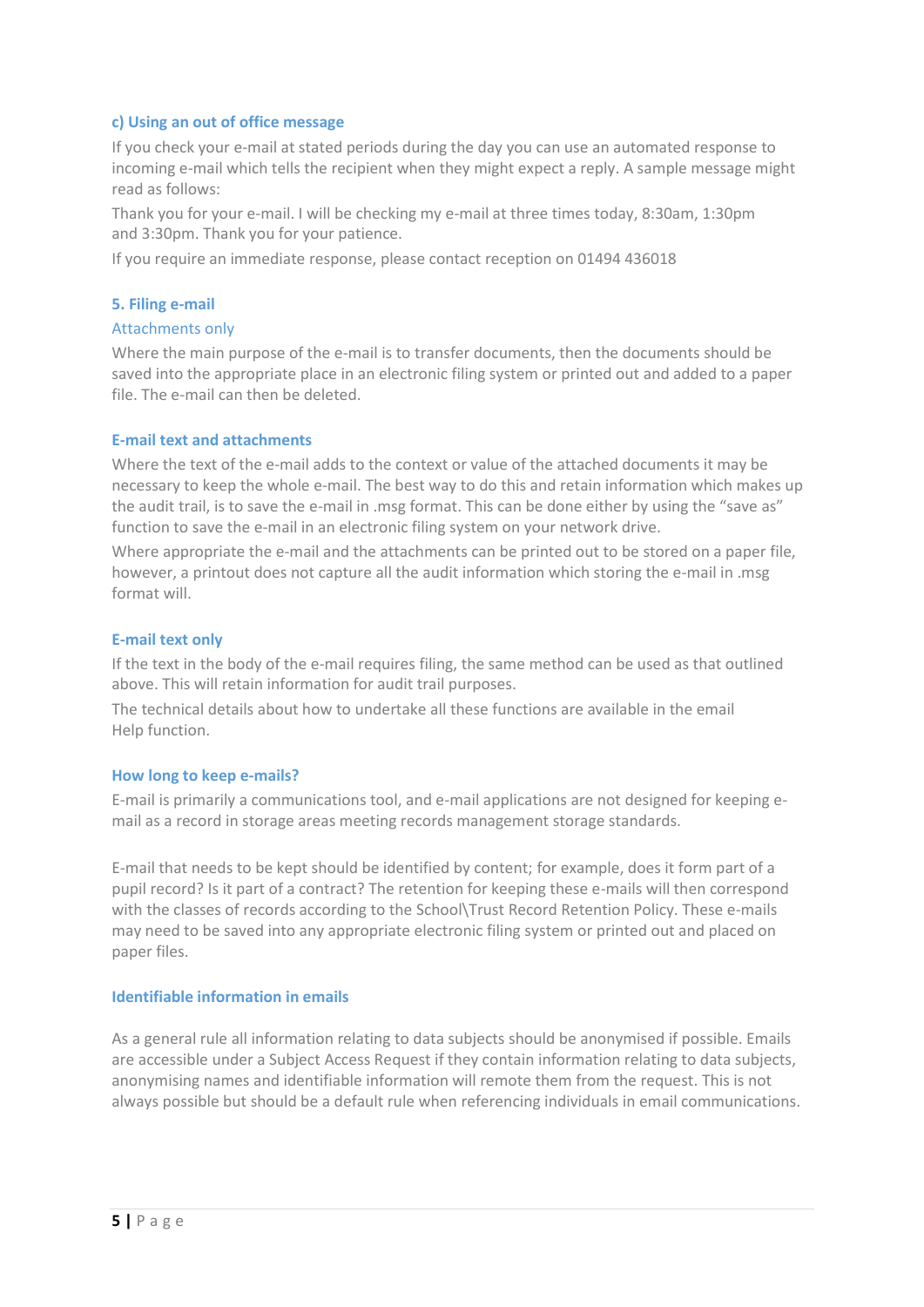### c) Using an out of office message

If you check your e-mail at stated periods during the day you can use an automated response to incoming e-mail which tells the recipient when they might expect a reply. A sample message might read as follows:

Thank you for your e-mail. I will be checking my e-mail at three times today, 8:30am, 1:30pm and 3:30pm. Thank you for your patience.

If you require an immediate response, please contact reception on 01494 436018

## 5. Filing e-mail

### Attachments only

Where the main purpose of the e-mail is to transfer documents, then the documents should be saved into the appropriate place in an electronic filing system or printed out and added to a paper file. The e-mail can then be deleted.

### E-mail text and attachments

Where the text of the e-mail adds to the context or value of the attached documents it may be necessary to keep the whole e-mail. The best way to do this and retain information which makes up the audit trail, is to save the e-mail in .msg format. This can be done either by using the "save as" function to save the e-mail in an electronic filing system on your network drive.

Where appropriate the e-mail and the attachments can be printed out to be stored on a paper file, however, a printout does not capture all the audit information which storing the e-mail in .msg format will.

### E-mail text only

If the text in the body of the e-mail requires filing, the same method can be used as that outlined above. This will retain information for audit trail purposes.

The technical details about how to undertake all these functions are available in the email Help function.

### How long to keep e-mails?

E-mail is primarily a communications tool, and e-mail applications are not designed for keeping e-mail as a record in storage areas meeting records management storage standards.

E-mail that needs to be kept should be identified by content; for example, does it form part of a pupil record? Is it part of a contract? The retention for keeping these e-mails will then correspond with the classes of records according to the School\Trust Record Retention Policy. These e-mails may need to be saved into any appropriate electronic filing system or printed out and placed on paper files.

### Identifiable information in emails

As a general rule all information relating to data subjects should be anonymised if possible. Emails are accessible under a Subject Access Request if they contain information relating to data subjects, anonymising names and identifiable information will remote them from the request. This is not always possible but should be a default rule when referencing individuals in email communications.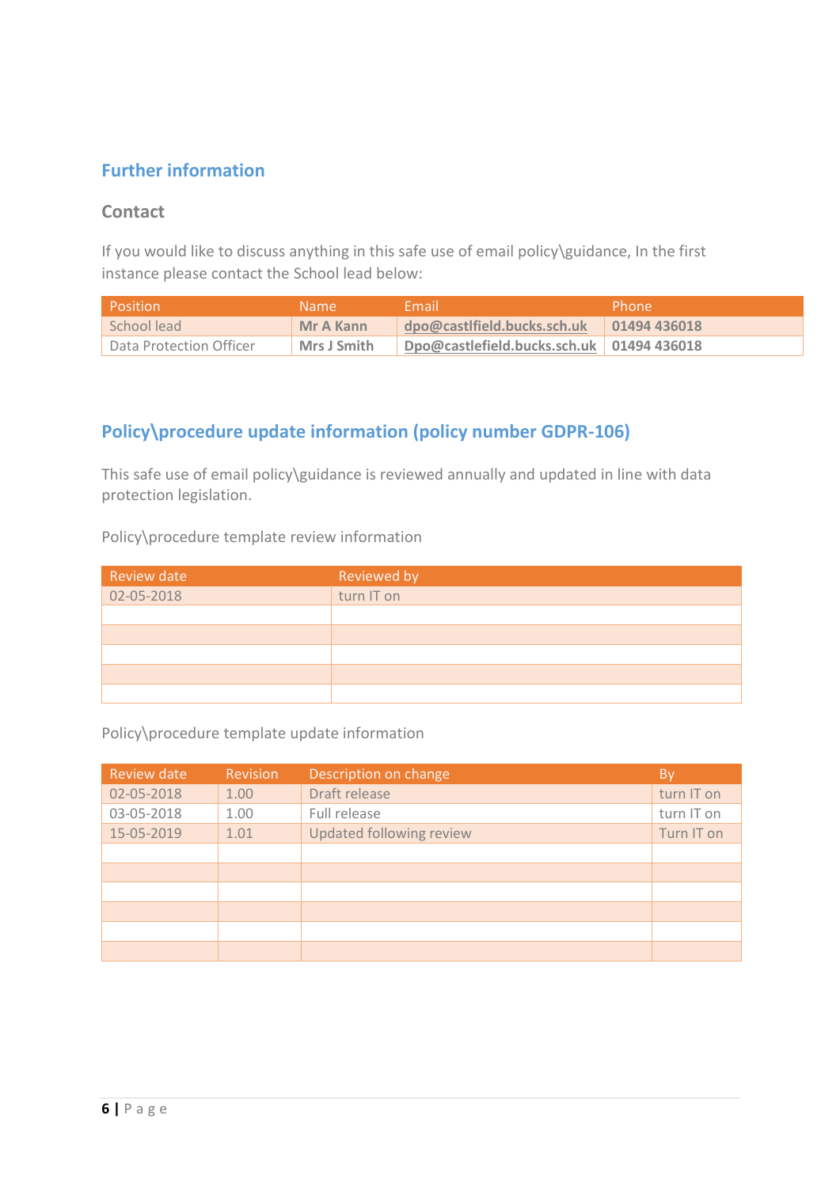## Further information

### Contact

If you would like to discuss anything in this safe use of email policy\guidance, In the first instance please contact the School lead below:

| Position | Name | Email | Phone |
|---|---|---|---|
| School lead | **Mr A Kann** | **dpo@castlfield.bucks.sch.uk** | **01494 436018** |
| Data Protection Officer | **Mrs J Smith** | **Dpo@castlefield.bucks.sch.uk** | **01494 436018** |

## Policy\procedure update information (policy number GDPR-106)

This safe use of email policy\guidance is reviewed annually and updated in line with data protection legislation.

Policy\procedure template review information

| Review date | Reviewed by |
|---|---|
| 02-05-2018 | turn IT on |
| | |
| | |
| | |
| | |
| | |

Policy\procedure template update information

| Review date | Revision | Description on change | By |
|---|---|---|---|
| 02-05-2018 | 1.00 | Draft release | turn IT on |
| 03-05-2018 | 1.00 | Full release | turn IT on |
| 15-05-2019 | 1.01 | Updated following review | Turn IT on |
| | | | |
| | | | |
| | | | |
| | | | |
| | | | |
| | | | |